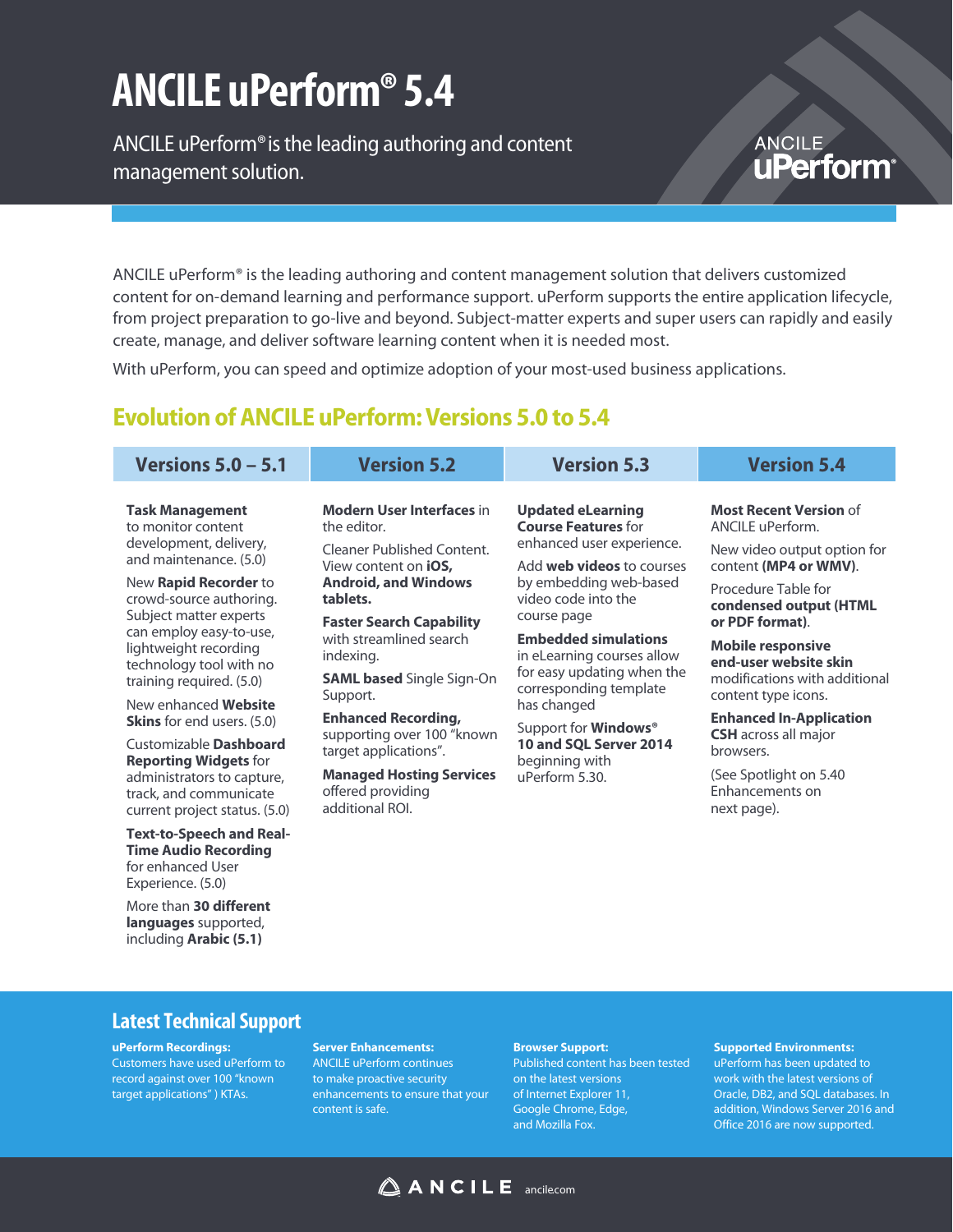# ANCILE uPerform® 5.4

ANCILE uPerform® is the leading authoring and content management solution.

ANCILE uPerform® is the leading authoring and content management solution that delivers customized content for on-demand learning and performance support. uPerform supports the entire application lifecycle, from project preparation to go-live and beyond. Subject-matter experts and super users can rapidly and easily create, manage, and deliver software learning content when it is needed most.

With uPerform, you can speed and optimize adoption of your most-used business applications.

## Evolution of ANCILE uPerform: Versions 5.0 to 5.4

### Versions 5.0 – 5.1

**Task Management** to monitor content development, delivery, and maintenance. (5.0)

New **Rapid Recorder** to crowd-source authoring. Subject matter experts can employ easy-to-use, lightweight recording technology tool with no training required. (5.0)

New enhanced **Website Skins** for end users. (5.0)

Customizable **Dashboard Reporting Widgets** for administrators to capture, track, and communicate current project status. (5.0)

**Text-to-Speech and Real-Time Audio Recording** for enhanced User Experience. (5.0)

More than **30 different languages** supported, including **Arabic (5.1)**

### Version 5.2

**Modern User Interfaces** in the editor.

Cleaner Published Content. View content on **iOS, Android, and Windows tablets.**

**Faster Search Capability** with streamlined search indexing.

**SAML based** Single Sign-On Support.

**Enhanced Recording,** supporting over 100 "known target applications".

**Managed Hosting Services** offered providing additional ROI.

### Version 5.3

**Updated eLearning Course Features** for enhanced user experience.

Add **web videos** to courses by embedding web-based video code into the course page

**Embedded simulations** in eLearning courses allow for easy updating when the corresponding template has changed

Support for **Windows® 10 and SQL Server 2014** beginning with uPerform 5.30.

### Version 5.4

**Most Recent Version** of ANCILE uPerform.

New video output option for content **(MP4 or WMV)**.

Procedure Table for **condensed output (HTML or PDF format)**.

**Mobile responsive end-user website skin** modifications with additional content type icons.

**Enhanced In-Application CSH** across all major browsers.

(See Spotlight on 5.40 Enhancements on next page).

## Latest Technical Support

**uPerform Recordings:** Customers have used uPerform to record against over 100 "known target applications" ) KTAs.

**Server Enhancements:** ANCILE uPerform continues to make proactive security enhancements to ensure that your content is safe.

**Browser Support:** Published content has been tested on the latest versions of Internet Explorer 11, Google Chrome, Edge, and Mozilla Fox.

**Supported Environments:** uPerform has been updated to work with the latest versions of Oracle, DB2, and SQL databases. In addition, Windows Server 2016 and Office 2016 are now supported.

ANCILE ancile.com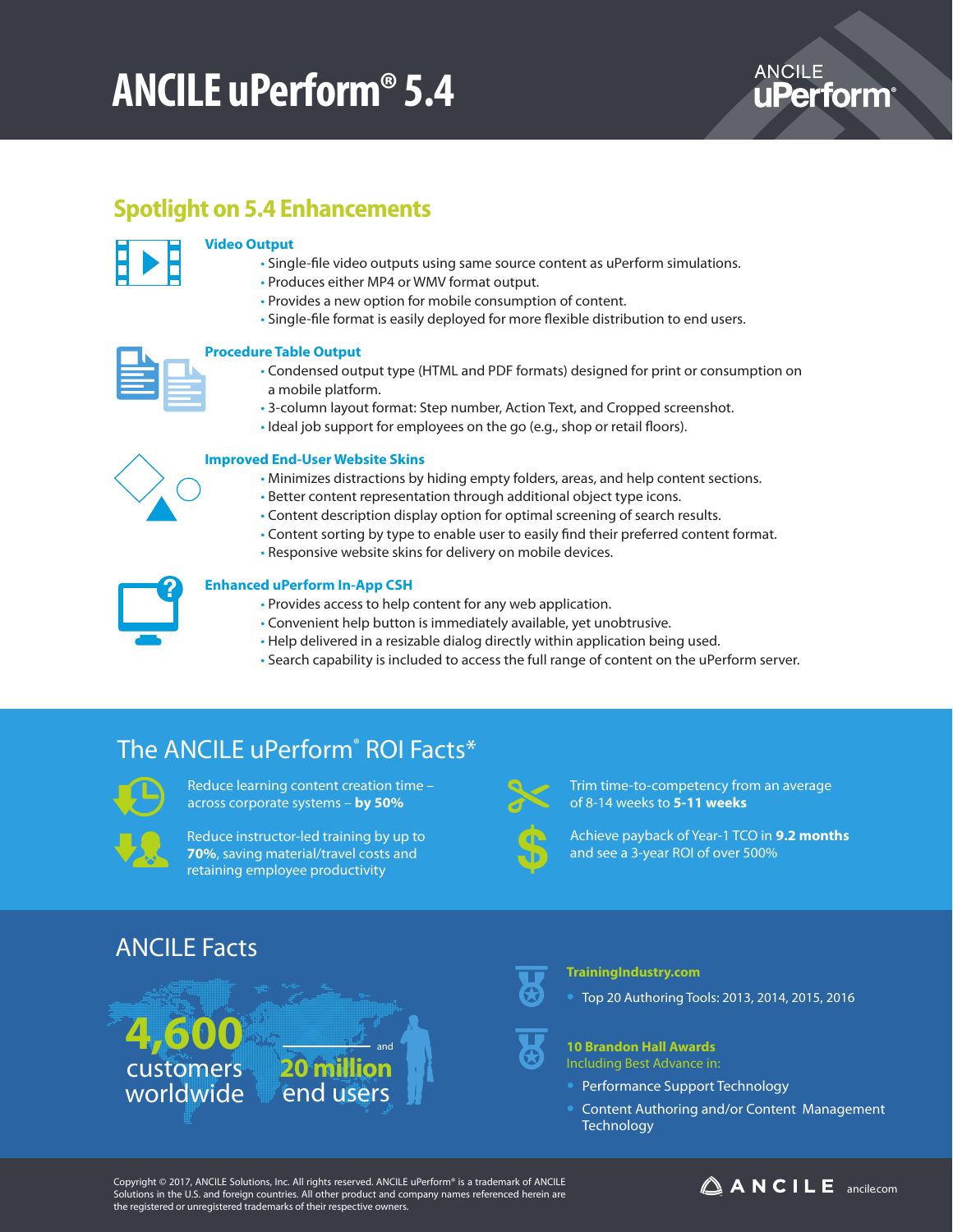# ANCILE uPerform® 5.4

ANCILE uPerform®

## Spotlight on 5.4 Enhancements

### Video Output

- Single-file video outputs using same source content as uPerform simulations.
- Produces either MP4 or WMV format output.
- Provides a new option for mobile consumption of content.
- Single-file format is easily deployed for more flexible distribution to end users.

### Procedure Table Output

- Condensed output type (HTML and PDF formats) designed for print or consumption on a mobile platform.
- 3-column layout format: Step number, Action Text, and Cropped screenshot.
- Ideal job support for employees on the go (e.g., shop or retail floors).

### Improved End-User Website Skins

- Minimizes distractions by hiding empty folders, areas, and help content sections.
- Better content representation through additional object type icons.
- Content description display option for optimal screening of search results.
- Content sorting by type to enable user to easily find their preferred content format.
- Responsive website skins for delivery on mobile devices.

### Enhanced uPerform In-App CSH

- Provides access to help content for any web application.
- Convenient help button is immediately available, yet unobtrusive.
- Help delivered in a resizable dialog directly within application being used.
- Search capability is included to access the full range of content on the uPerform server.

## The ANCILE uPerform® ROI Facts*

Reduce learning content creation time – across corporate systems – **by 50%**

Reduce instructor-led training by up to **70%**, saving material/travel costs and retaining employee productivity

Trim time-to-competency from an average of 8-14 weeks to **5-11 weeks**

Achieve payback of Year-1 TCO in **9.2 months** and see a 3-year ROI of over 500%

## ANCILE Facts

**4,600** customers worldwide and **20 million** end users

**TrainingIndustry.com**

- Top 20 Authoring Tools: 2013, 2014, 2015, 2016

**10 Brandon Hall Awards**
Including Best Advance in:

- Performance Support Technology
- Content Authoring and/or Content Management Technology

Copyright © 2017, ANCILE Solutions, Inc. All rights reserved. ANCILE uPerform® is a trademark of ANCILE Solutions in the U.S. and foreign countries. All other product and company names referenced herein are the registered or unregistered trademarks of their respective owners.

ANCILE ancile.com